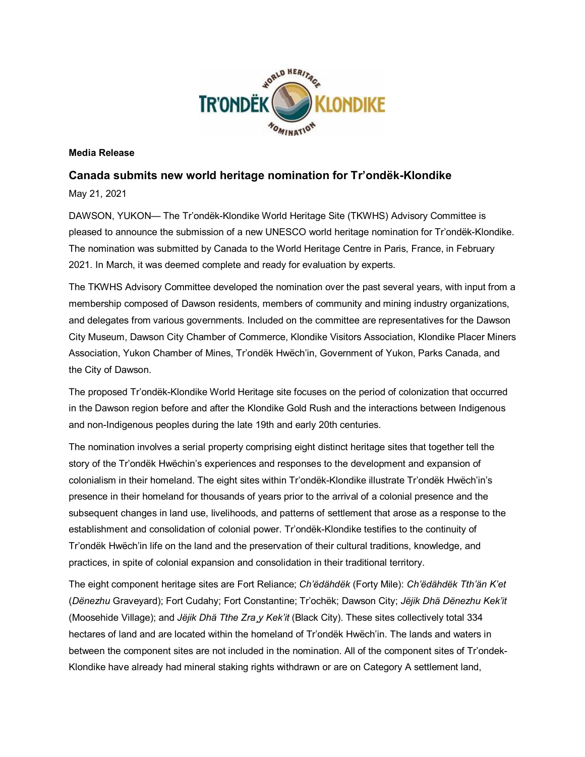**Media Release**

## Canada submits new world heritage nomination for Tr'ondëk-Klondike

May 21, 2021

DAWSON, YUKON— The Tr'ondëk-Klondike World Heritage Site (TKWHS) Advisory Committee is pleased to announce the submission of a new UNESCO world heritage nomination for Tr'ondëk-Klondike. The nomination was submitted by Canada to the World Heritage Centre in Paris, France, in February 2021. In March, it was deemed complete and ready for evaluation by experts.

The TKWHS Advisory Committee developed the nomination over the past several years, with input from a membership composed of Dawson residents, members of community and mining industry organizations, and delegates from various governments. Included on the committee are representatives for the Dawson City Museum, Dawson City Chamber of Commerce, Klondike Visitors Association, Klondike Placer Miners Association, Yukon Chamber of Mines, Tr'ondëk Hwëch'in, Government of Yukon, Parks Canada, and the City of Dawson.

The proposed Tr'ondëk-Klondike World Heritage site focuses on the period of colonization that occurred in the Dawson region before and after the Klondike Gold Rush and the interactions between Indigenous and non-Indigenous peoples during the late 19th and early 20th centuries.

The nomination involves a serial property comprising eight distinct heritage sites that together tell the story of the Tr'ondëk Hwëchin's experiences and responses to the development and expansion of colonialism in their homeland. The eight sites within Tr'ondëk-Klondike illustrate Tr'ondëk Hwëch'in's presence in their homeland for thousands of years prior to the arrival of a colonial presence and the subsequent changes in land use, livelihoods, and patterns of settlement that arose as a response to the establishment and consolidation of colonial power. Tr'ondëk-Klondike testifies to the continuity of Tr'ondëk Hwëch'in life on the land and the preservation of their cultural traditions, knowledge, and practices, in spite of colonial expansion and consolidation in their traditional territory.

The eight component heritage sites are Fort Reliance; *Ch'ëdähdëk* (Forty Mile): *Ch'ëdähdëk Tth'än K'et* (*Dënezhu* Graveyard); Fort Cudahy; Fort Constantine; Tr'ochëk; Dawson City; *Jëjik Dhä Dënezhu Kek'it* (Moosehide Village); and *Jëjik Dhä Tthe Zra̧y Kek'it* (Black City). These sites collectively total 334 hectares of land and are located within the homeland of Tr'ondëk Hwëch'in. The lands and waters in between the component sites are not included in the nomination. All of the component sites of Tr'ondek-Klondike have already had mineral staking rights withdrawn or are on Category A settlement land,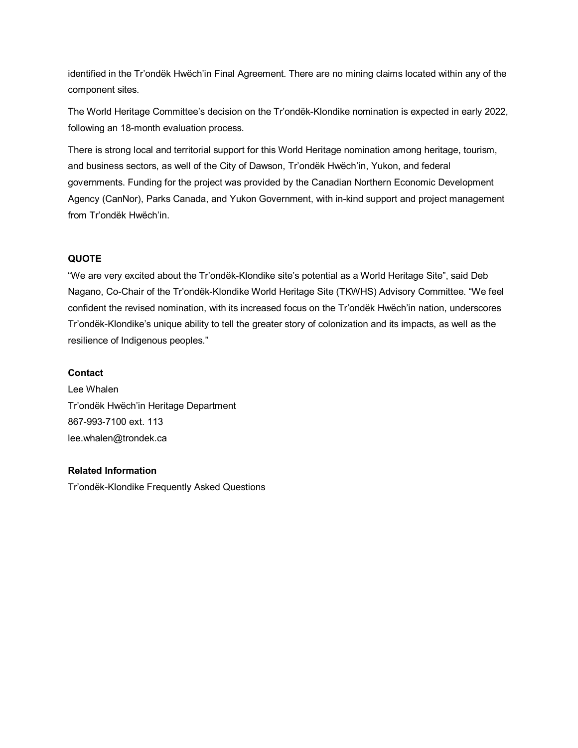identified in the Tr'ondëk Hwëch'in Final Agreement. There are no mining claims located within any of the component sites.

The World Heritage Committee's decision on the Tr'ondëk-Klondike nomination is expected in early 2022, following an 18-month evaluation process.

There is strong local and territorial support for this World Heritage nomination among heritage, tourism, and business sectors, as well of the City of Dawson, Tr'ondëk Hwëch'in, Yukon, and federal governments. Funding for the project was provided by the Canadian Northern Economic Development Agency (CanNor), Parks Canada, and Yukon Government, with in-kind support and project management from Tr'ondëk Hwëch'in.

**QUOTE**

"We are very excited about the Tr'ondëk-Klondike site's potential as a World Heritage Site", said Deb Nagano, Co-Chair of the Tr'ondëk-Klondike World Heritage Site (TKWHS) Advisory Committee. "We feel confident the revised nomination, with its increased focus on the Tr'ondëk Hwëch'in nation, underscores Tr'ondëk-Klondike's unique ability to tell the greater story of colonization and its impacts, as well as the resilience of Indigenous peoples."

**Contact**

Lee Whalen
Tr'ondëk Hwëch'in Heritage Department
867-993-7100 ext. 113
lee.whalen@trondek.ca

**Related Information**

Tr'ondëk-Klondike Frequently Asked Questions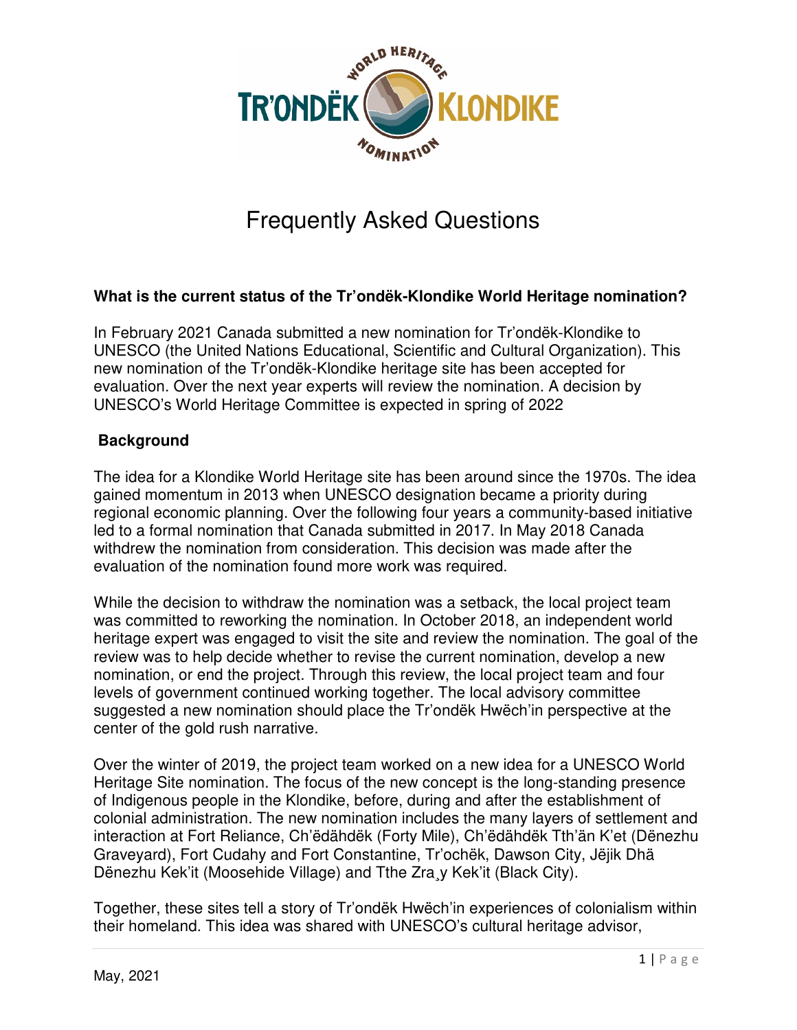# Frequently Asked Questions

**What is the current status of the Tr'ondëk-Klondike World Heritage nomination?**

In February 2021 Canada submitted a new nomination for Tr'ondëk-Klondike to UNESCO (the United Nations Educational, Scientific and Cultural Organization). This new nomination of the Tr'ondëk-Klondike heritage site has been accepted for evaluation. Over the next year experts will review the nomination. A decision by UNESCO's World Heritage Committee is expected in spring of 2022

**Background**

The idea for a Klondike World Heritage site has been around since the 1970s. The idea gained momentum in 2013 when UNESCO designation became a priority during regional economic planning. Over the following four years a community-based initiative led to a formal nomination that Canada submitted in 2017. In May 2018 Canada withdrew the nomination from consideration. This decision was made after the evaluation of the nomination found more work was required.

While the decision to withdraw the nomination was a setback, the local project team was committed to reworking the nomination. In October 2018, an independent world heritage expert was engaged to visit the site and review the nomination. The goal of the review was to help decide whether to revise the current nomination, develop a new nomination, or end the project. Through this review, the local project team and four levels of government continued working together. The local advisory committee suggested a new nomination should place the Tr'ondëk Hwëch'in perspective at the center of the gold rush narrative.

Over the winter of 2019, the project team worked on a new idea for a UNESCO World Heritage Site nomination. The focus of the new concept is the long-standing presence of Indigenous people in the Klondike, before, during and after the establishment of colonial administration. The new nomination includes the many layers of settlement and interaction at Fort Reliance, Ch'ëdähdëk (Forty Mile), Ch'ëdähdëk Tth'än K'et (Dënezhu Graveyard), Fort Cudahy and Fort Constantine, Tr'ochëk, Dawson City, Jëjik Dhä Dënezhu Kek'it (Moosehide Village) and Tthe Zra̧y Kek'it (Black City).

Together, these sites tell a story of Tr'ondëk Hwëch'in experiences of colonialism within their homeland. This idea was shared with UNESCO's cultural heritage advisor,

May, 2021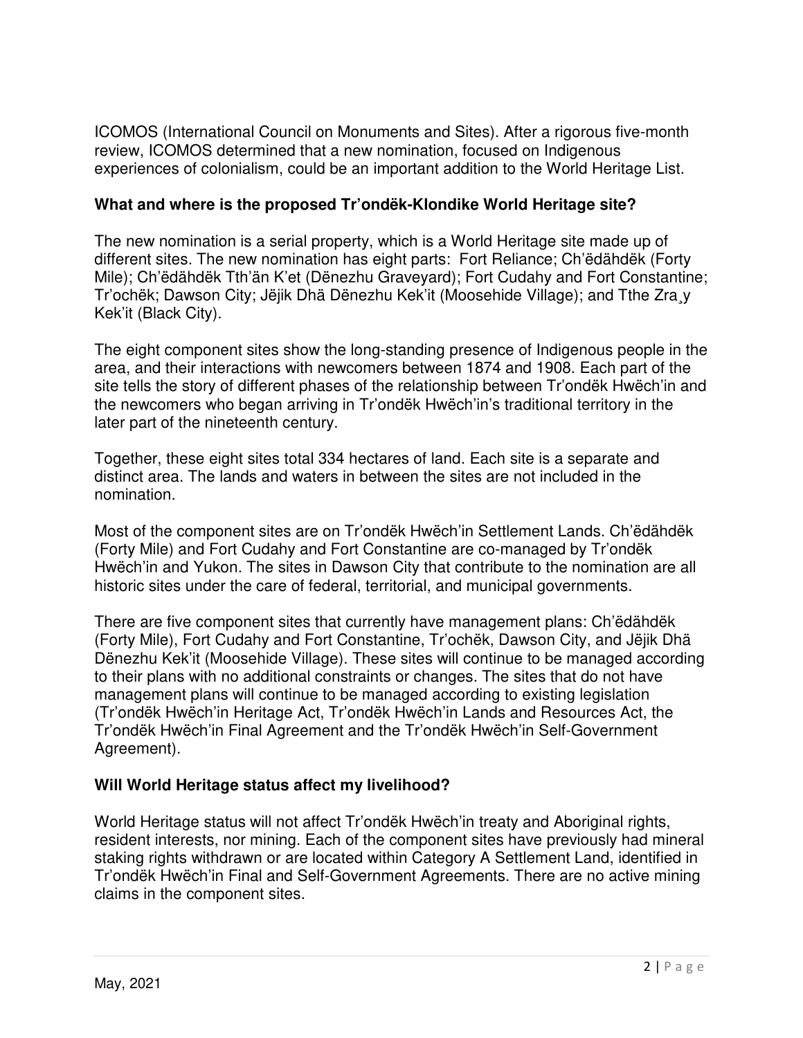ICOMOS (International Council on Monuments and Sites). After a rigorous five-month review, ICOMOS determined that a new nomination, focused on Indigenous experiences of colonialism, could be an important addition to the World Heritage List.

**What and where is the proposed Tr'ondëk-Klondike World Heritage site?**

The new nomination is a serial property, which is a World Heritage site made up of different sites. The new nomination has eight parts: Fort Reliance; Ch'ëdähdëk (Forty Mile); Ch'ëdähdëk Tth'än K'et (Dënezhu Graveyard); Fort Cudahy and Fort Constantine; Tr'ochëk; Dawson City; Jëjik Dhä Dënezhu Kek'it (Moosehide Village); and Tthe Zra̧y Kek'it (Black City).

The eight component sites show the long-standing presence of Indigenous people in the area, and their interactions with newcomers between 1874 and 1908. Each part of the site tells the story of different phases of the relationship between Tr'ondëk Hwëch'in and the newcomers who began arriving in Tr'ondëk Hwëch'in's traditional territory in the later part of the nineteenth century.

Together, these eight sites total 334 hectares of land. Each site is a separate and distinct area. The lands and waters in between the sites are not included in the nomination.

Most of the component sites are on Tr'ondëk Hwëch'in Settlement Lands. Ch'ëdähdëk (Forty Mile) and Fort Cudahy and Fort Constantine are co-managed by Tr'ondëk Hwëch'in and Yukon. The sites in Dawson City that contribute to the nomination are all historic sites under the care of federal, territorial, and municipal governments.

There are five component sites that currently have management plans: Ch'ëdähdëk (Forty Mile), Fort Cudahy and Fort Constantine, Tr'ochëk, Dawson City, and Jëjik Dhä Dënezhu Kek'it (Moosehide Village). These sites will continue to be managed according to their plans with no additional constraints or changes. The sites that do not have management plans will continue to be managed according to existing legislation (Tr'ondëk Hwëch'in Heritage Act, Tr'ondëk Hwëch'in Lands and Resources Act, the Tr'ondëk Hwëch'in Final Agreement and the Tr'ondëk Hwëch'in Self-Government Agreement).

**Will World Heritage status affect my livelihood?**

World Heritage status will not affect Tr'ondëk Hwëch'in treaty and Aboriginal rights, resident interests, nor mining. Each of the component sites have previously had mineral staking rights withdrawn or are located within Category A Settlement Land, identified in Tr'ondëk Hwëch'in Final and Self-Government Agreements. There are no active mining claims in the component sites.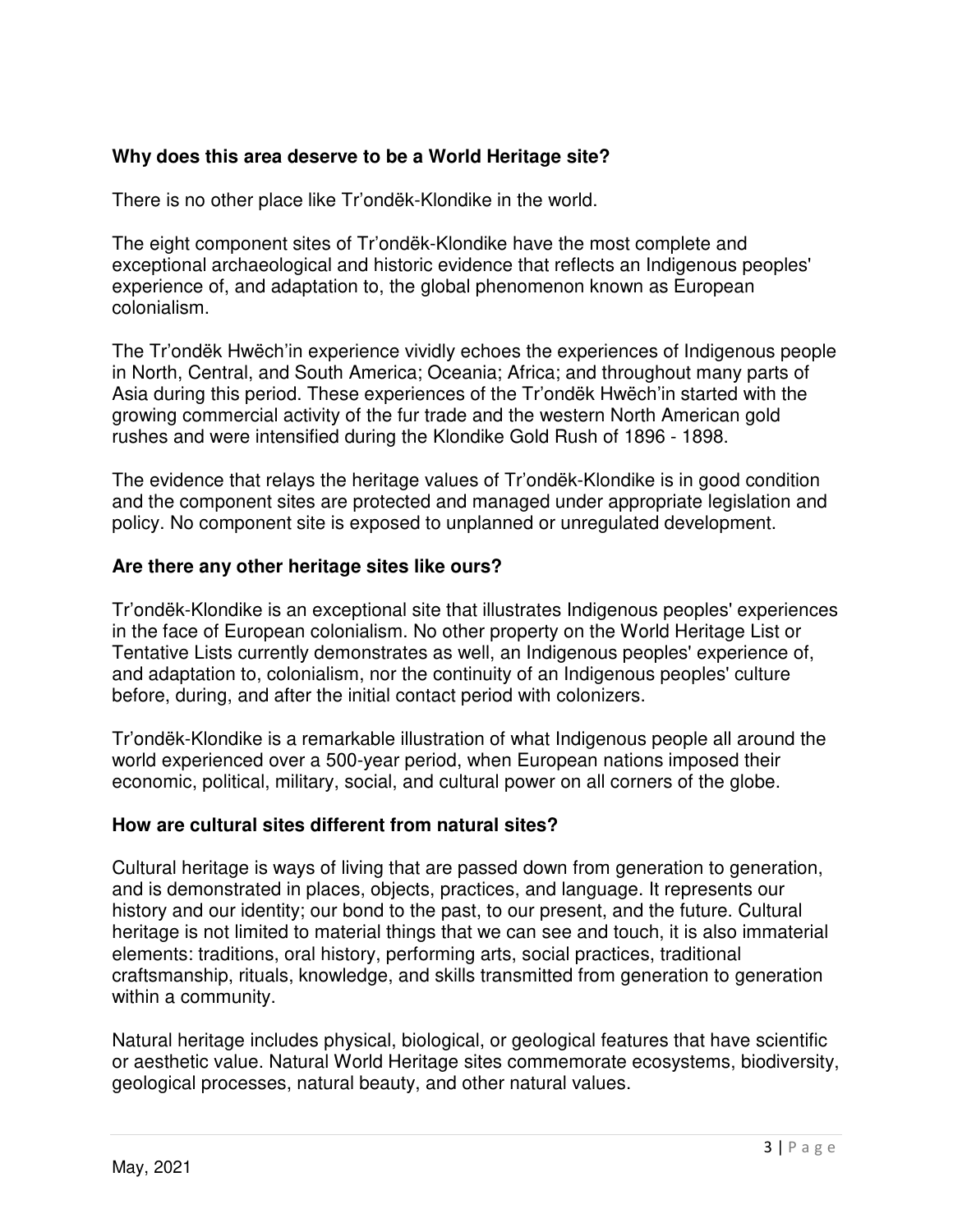### Why does this area deserve to be a World Heritage site?

There is no other place like Tr'ondëk-Klondike in the world.

The eight component sites of Tr'ondëk-Klondike have the most complete and exceptional archaeological and historic evidence that reflects an Indigenous peoples' experience of, and adaptation to, the global phenomenon known as European colonialism.

The Tr'ondëk Hwëch'in experience vividly echoes the experiences of Indigenous people in North, Central, and South America; Oceania; Africa; and throughout many parts of Asia during this period. These experiences of the Tr'ondëk Hwëch'in started with the growing commercial activity of the fur trade and the western North American gold rushes and were intensified during the Klondike Gold Rush of 1896 - 1898.

The evidence that relays the heritage values of Tr'ondëk-Klondike is in good condition and the component sites are protected and managed under appropriate legislation and policy. No component site is exposed to unplanned or unregulated development.

### Are there any other heritage sites like ours?

Tr'ondëk-Klondike is an exceptional site that illustrates Indigenous peoples' experiences in the face of European colonialism. No other property on the World Heritage List or Tentative Lists currently demonstrates as well, an Indigenous peoples' experience of, and adaptation to, colonialism, nor the continuity of an Indigenous peoples' culture before, during, and after the initial contact period with colonizers.

Tr'ondëk-Klondike is a remarkable illustration of what Indigenous people all around the world experienced over a 500-year period, when European nations imposed their economic, political, military, social, and cultural power on all corners of the globe.

### How are cultural sites different from natural sites?

Cultural heritage is ways of living that are passed down from generation to generation, and is demonstrated in places, objects, practices, and language. It represents our history and our identity; our bond to the past, to our present, and the future. Cultural heritage is not limited to material things that we can see and touch, it is also immaterial elements: traditions, oral history, performing arts, social practices, traditional craftsmanship, rituals, knowledge, and skills transmitted from generation to generation within a community.

Natural heritage includes physical, biological, or geological features that have scientific or aesthetic value. Natural World Heritage sites commemorate ecosystems, biodiversity, geological processes, natural beauty, and other natural values.

May, 2021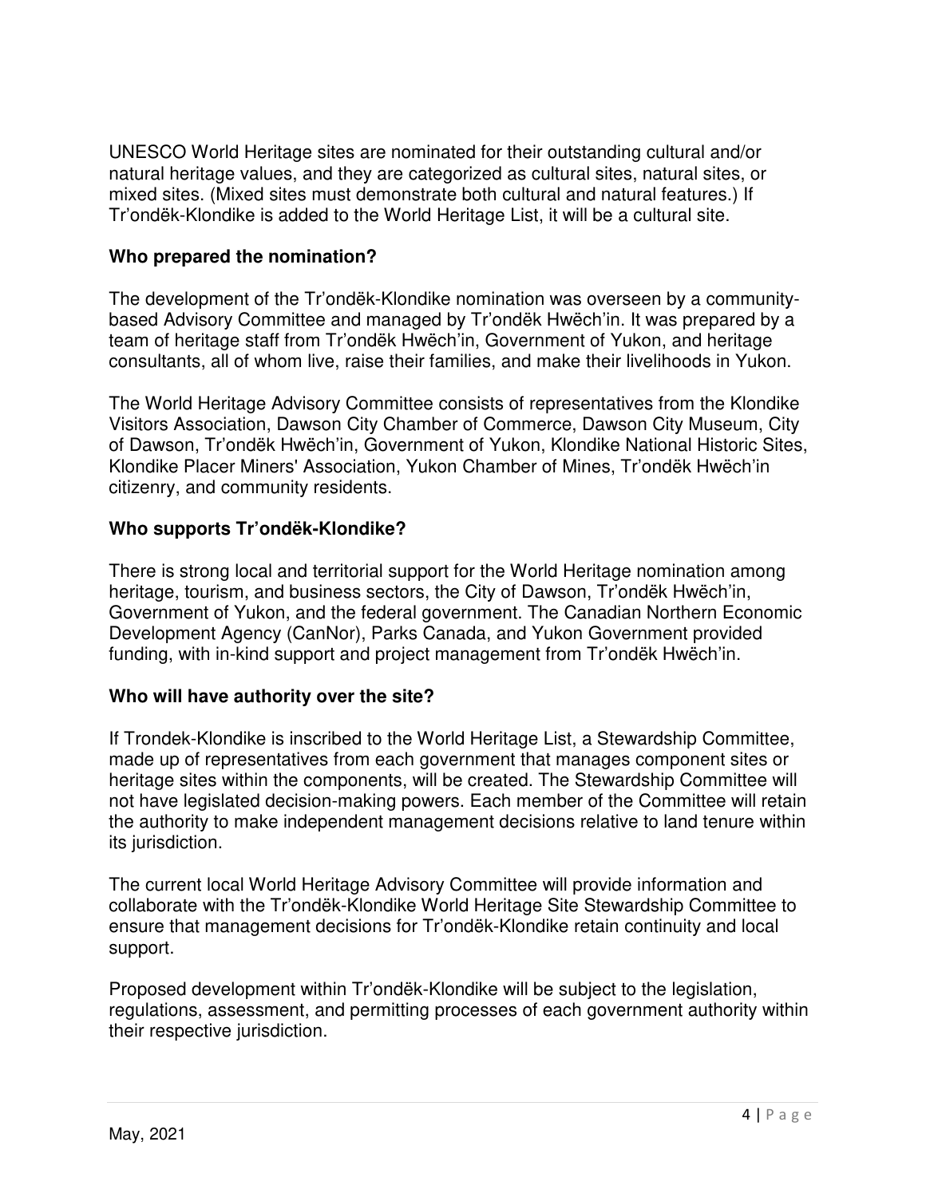UNESCO World Heritage sites are nominated for their outstanding cultural and/or natural heritage values, and they are categorized as cultural sites, natural sites, or mixed sites. (Mixed sites must demonstrate both cultural and natural features.) If Tr'ondëk-Klondike is added to the World Heritage List, it will be a cultural site.

**Who prepared the nomination?**

The development of the Tr'ondëk-Klondike nomination was overseen by a community-based Advisory Committee and managed by Tr'ondëk Hwëch'in. It was prepared by a team of heritage staff from Tr'ondëk Hwëch'in, Government of Yukon, and heritage consultants, all of whom live, raise their families, and make their livelihoods in Yukon.

The World Heritage Advisory Committee consists of representatives from the Klondike Visitors Association, Dawson City Chamber of Commerce, Dawson City Museum, City of Dawson, Tr'ondëk Hwëch'in, Government of Yukon, Klondike National Historic Sites, Klondike Placer Miners' Association, Yukon Chamber of Mines, Tr'ondëk Hwëch'in citizenry, and community residents.

**Who supports Tr'ondëk-Klondike?**

There is strong local and territorial support for the World Heritage nomination among heritage, tourism, and business sectors, the City of Dawson, Tr'ondëk Hwëch'in, Government of Yukon, and the federal government. The Canadian Northern Economic Development Agency (CanNor), Parks Canada, and Yukon Government provided funding, with in-kind support and project management from Tr'ondëk Hwëch'in.

**Who will have authority over the site?**

If Trondek-Klondike is inscribed to the World Heritage List, a Stewardship Committee, made up of representatives from each government that manages component sites or heritage sites within the components, will be created. The Stewardship Committee will not have legislated decision-making powers. Each member of the Committee will retain the authority to make independent management decisions relative to land tenure within its jurisdiction.

The current local World Heritage Advisory Committee will provide information and collaborate with the Tr'ondëk-Klondike World Heritage Site Stewardship Committee to ensure that management decisions for Tr'ondëk-Klondike retain continuity and local support.

Proposed development within Tr'ondëk-Klondike will be subject to the legislation, regulations, assessment, and permitting processes of each government authority within their respective jurisdiction.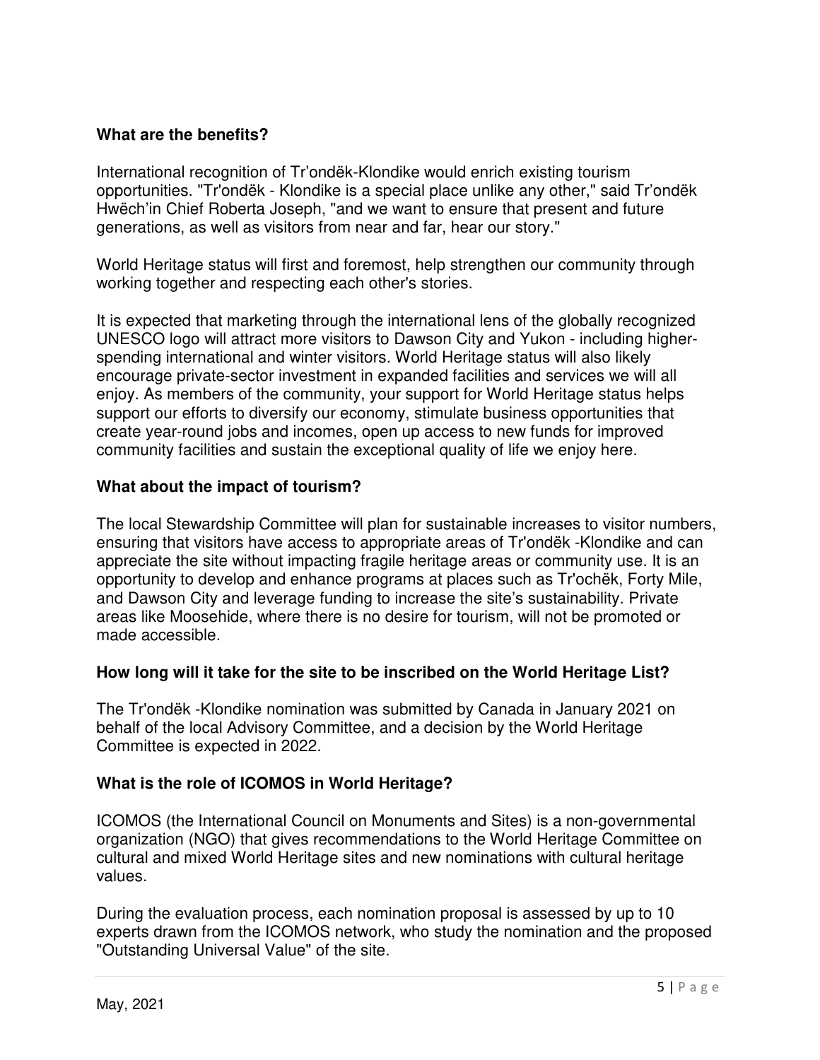**What are the benefits?**

International recognition of Tr’ondëk-Klondike would enrich existing tourism opportunities. "Tr'ondëk - Klondike is a special place unlike any other," said Tr’ondëk Hwëch’in Chief Roberta Joseph, "and we want to ensure that present and future generations, as well as visitors from near and far, hear our story."

World Heritage status will first and foremost, help strengthen our community through working together and respecting each other's stories.

It is expected that marketing through the international lens of the globally recognized UNESCO logo will attract more visitors to Dawson City and Yukon - including higher-spending international and winter visitors. World Heritage status will also likely encourage private-sector investment in expanded facilities and services we will all enjoy. As members of the community, your support for World Heritage status helps support our efforts to diversify our economy, stimulate business opportunities that create year-round jobs and incomes, open up access to new funds for improved community facilities and sustain the exceptional quality of life we enjoy here.

**What about the impact of tourism?**

The local Stewardship Committee will plan for sustainable increases to visitor numbers, ensuring that visitors have access to appropriate areas of Tr'ondëk -Klondike and can appreciate the site without impacting fragile heritage areas or community use. It is an opportunity to develop and enhance programs at places such as Tr'ochëk, Forty Mile, and Dawson City and leverage funding to increase the site’s sustainability. Private areas like Moosehide, where there is no desire for tourism, will not be promoted or made accessible.

**How long will it take for the site to be inscribed on the World Heritage List?**

The Tr'ondëk -Klondike nomination was submitted by Canada in January 2021 on behalf of the local Advisory Committee, and a decision by the World Heritage Committee is expected in 2022.

**What is the role of ICOMOS in World Heritage?**

ICOMOS (the International Council on Monuments and Sites) is a non-governmental organization (NGO) that gives recommendations to the World Heritage Committee on cultural and mixed World Heritage sites and new nominations with cultural heritage values.

During the evaluation process, each nomination proposal is assessed by up to 10 experts drawn from the ICOMOS network, who study the nomination and the proposed "Outstanding Universal Value" of the site.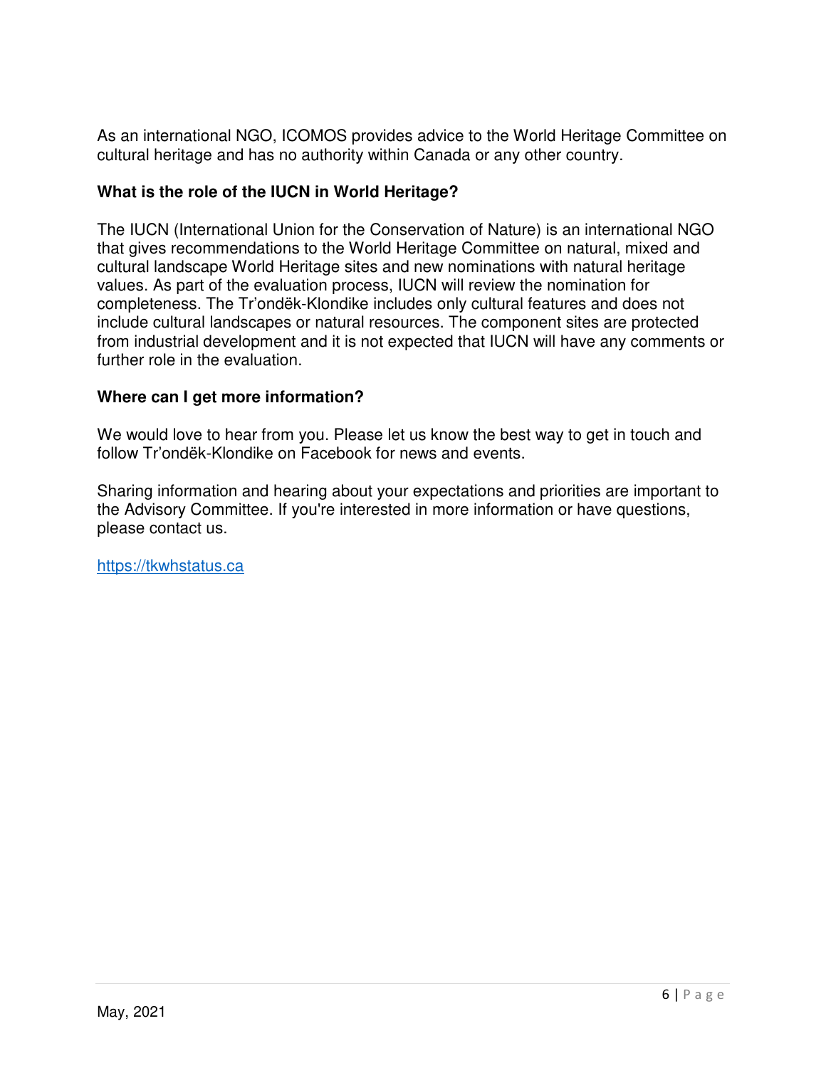As an international NGO, ICOMOS provides advice to the World Heritage Committee on cultural heritage and has no authority within Canada or any other country.

**What is the role of the IUCN in World Heritage?**

The IUCN (International Union for the Conservation of Nature) is an international NGO that gives recommendations to the World Heritage Committee on natural, mixed and cultural landscape World Heritage sites and new nominations with natural heritage values. As part of the evaluation process, IUCN will review the nomination for completeness. The Tr'ondëk-Klondike includes only cultural features and does not include cultural landscapes or natural resources. The component sites are protected from industrial development and it is not expected that IUCN will have any comments or further role in the evaluation.

**Where can I get more information?**

We would love to hear from you. Please let us know the best way to get in touch and follow Tr'ondëk-Klondike on Facebook for news and events.

Sharing information and hearing about your expectations and priorities are important to the Advisory Committee. If you're interested in more information or have questions, please contact us.

https://tkwhstatus.ca

May, 2021